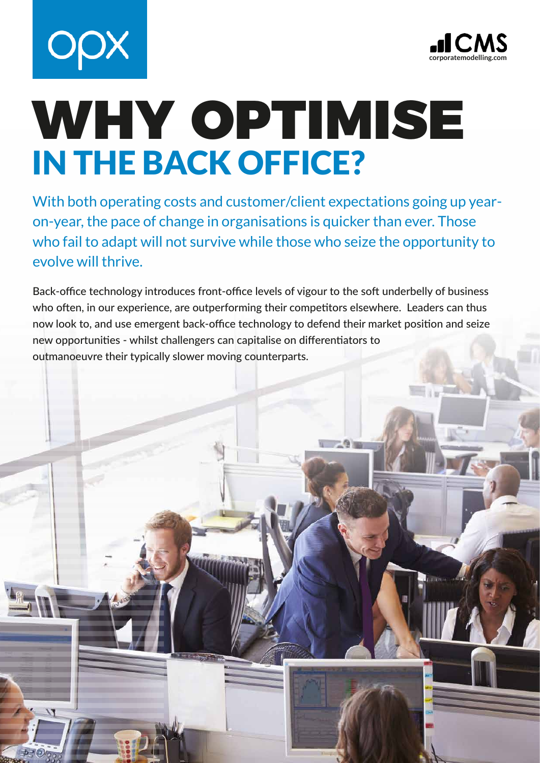opx

CMS
corporatemodelling.com

# WHY OPTIMISE
## IN THE BACK OFFICE?

With both operating costs and customer/client expectations going up year-on-year, the pace of change in organisations is quicker than ever. Those who fail to adapt will not survive while those who seize the opportunity to evolve will thrive.

Back-office technology introduces front-office levels of vigour to the soft underbelly of business who often, in our experience, are outperforming their competitors elsewhere. Leaders can thus now look to, and use emergent back-office technology to defend their market position and seize new opportunities - whilst challengers can capitalise on differentiators to outmanoeuvre their typically slower moving counterparts.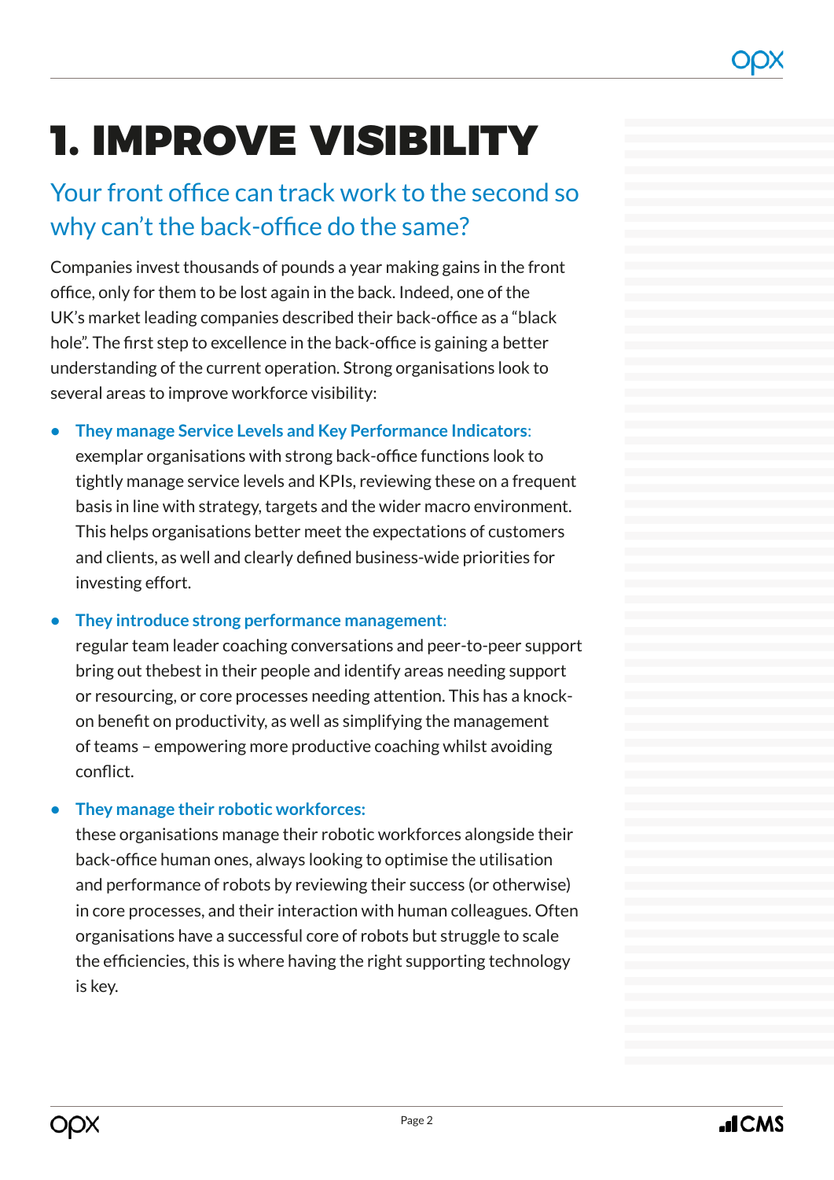# 1. IMPROVE VISIBILITY

## Your front office can track work to the second so why can't the back-office do the same?

Companies invest thousands of pounds a year making gains in the front office, only for them to be lost again in the back. Indeed, one of the UK's market leading companies described their back-office as a "black hole". The first step to excellence in the back-office is gaining a better understanding of the current operation. Strong organisations look to several areas to improve workforce visibility:

- **They manage Service Levels and Key Performance Indicators**: exemplar organisations with strong back-office functions look to tightly manage service levels and KPIs, reviewing these on a frequent basis in line with strategy, targets and the wider macro environment. This helps organisations better meet the expectations of customers and clients, as well and clearly defined business-wide priorities for investing effort.
- **They introduce strong performance management**: regular team leader coaching conversations and peer-to-peer support bring out thebest in their people and identify areas needing support or resourcing, or core processes needing attention. This has a knock-on benefit on productivity, as well as simplifying the management of teams – empowering more productive coaching whilst avoiding conflict.
- **They manage their robotic workforces:** these organisations manage their robotic workforces alongside their back-office human ones, always looking to optimise the utilisation and performance of robots by reviewing their success (or otherwise) in core processes, and their interaction with human colleagues. Often organisations have a successful core of robots but struggle to scale the efficiencies, this is where having the right supporting technology is key.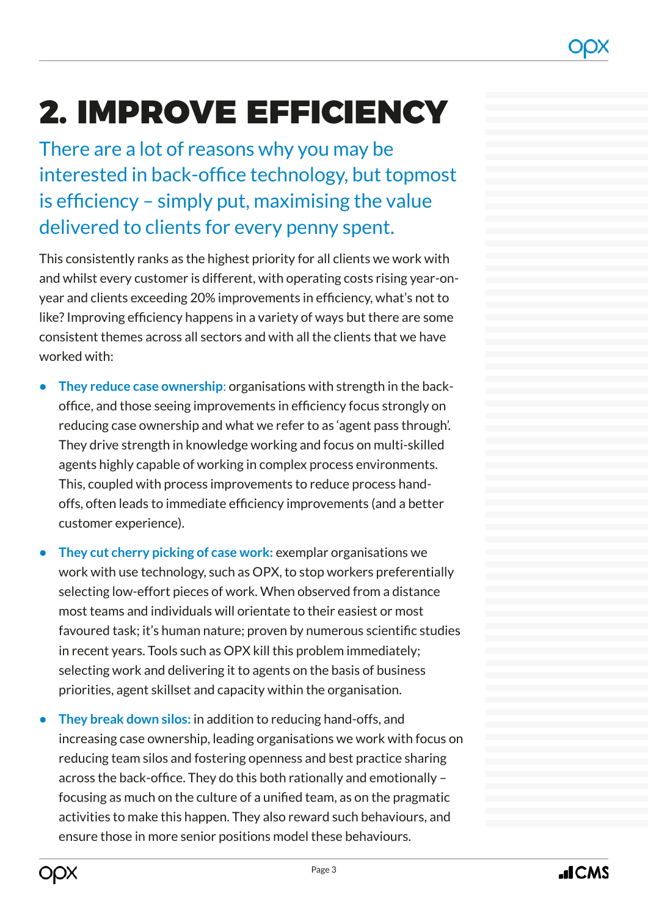# 2. IMPROVE EFFICIENCY

There are a lot of reasons why you may be interested in back-office technology, but topmost is efficiency – simply put, maximising the value delivered to clients for every penny spent.

This consistently ranks as the highest priority for all clients we work with and whilst every customer is different, with operating costs rising year-on-year and clients exceeding 20% improvements in efficiency, what's not to like? Improving efficiency happens in a variety of ways but there are some consistent themes across all sectors and with all the clients that we have worked with:

- **They reduce case ownership**: organisations with strength in the back-office, and those seeing improvements in efficiency focus strongly on reducing case ownership and what we refer to as 'agent pass through'. They drive strength in knowledge working and focus on multi-skilled agents highly capable of working in complex process environments. This, coupled with process improvements to reduce process hand-offs, often leads to immediate efficiency improvements (and a better customer experience).
- **They cut cherry picking of case work:** exemplar organisations we work with use technology, such as OPX, to stop workers preferentially selecting low-effort pieces of work. When observed from a distance most teams and individuals will orientate to their easiest or most favoured task; it's human nature; proven by numerous scientific studies in recent years. Tools such as OPX kill this problem immediately; selecting work and delivering it to agents on the basis of business priorities, agent skillset and capacity within the organisation.
- **They break down silos:** in addition to reducing hand-offs, and increasing case ownership, leading organisations we work with focus on reducing team silos and fostering openness and best practice sharing across the back-office. They do this both rationally and emotionally – focusing as much on the culture of a unified team, as on the pragmatic activities to make this happen. They also reward such behaviours, and ensure those in more senior positions model these behaviours.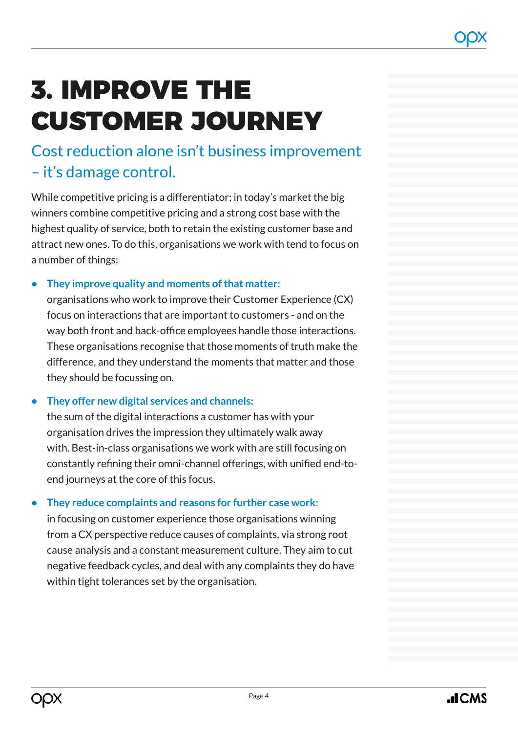# 3. IMPROVE THE CUSTOMER JOURNEY

## Cost reduction alone isn't business improvement – it's damage control.

While competitive pricing is a differentiator; in today's market the big winners combine competitive pricing and a strong cost base with the highest quality of service, both to retain the existing customer base and attract new ones. To do this, organisations we work with tend to focus on a number of things:

- **They improve quality and moments of that matter:** organisations who work to improve their Customer Experience (CX) focus on interactions that are important to customers - and on the way both front and back-office employees handle those interactions. These organisations recognise that those moments of truth make the difference, and they understand the moments that matter and those they should be focussing on.
- **They offer new digital services and channels:** the sum of the digital interactions a customer has with your organisation drives the impression they ultimately walk away with. Best-in-class organisations we work with are still focusing on constantly refining their omni-channel offerings, with unified end-to-end journeys at the core of this focus.
- **They reduce complaints and reasons for further case work:** in focusing on customer experience those organisations winning from a CX perspective reduce causes of complaints, via strong root cause analysis and a constant measurement culture. They aim to cut negative feedback cycles, and deal with any complaints they do have within tight tolerances set by the organisation.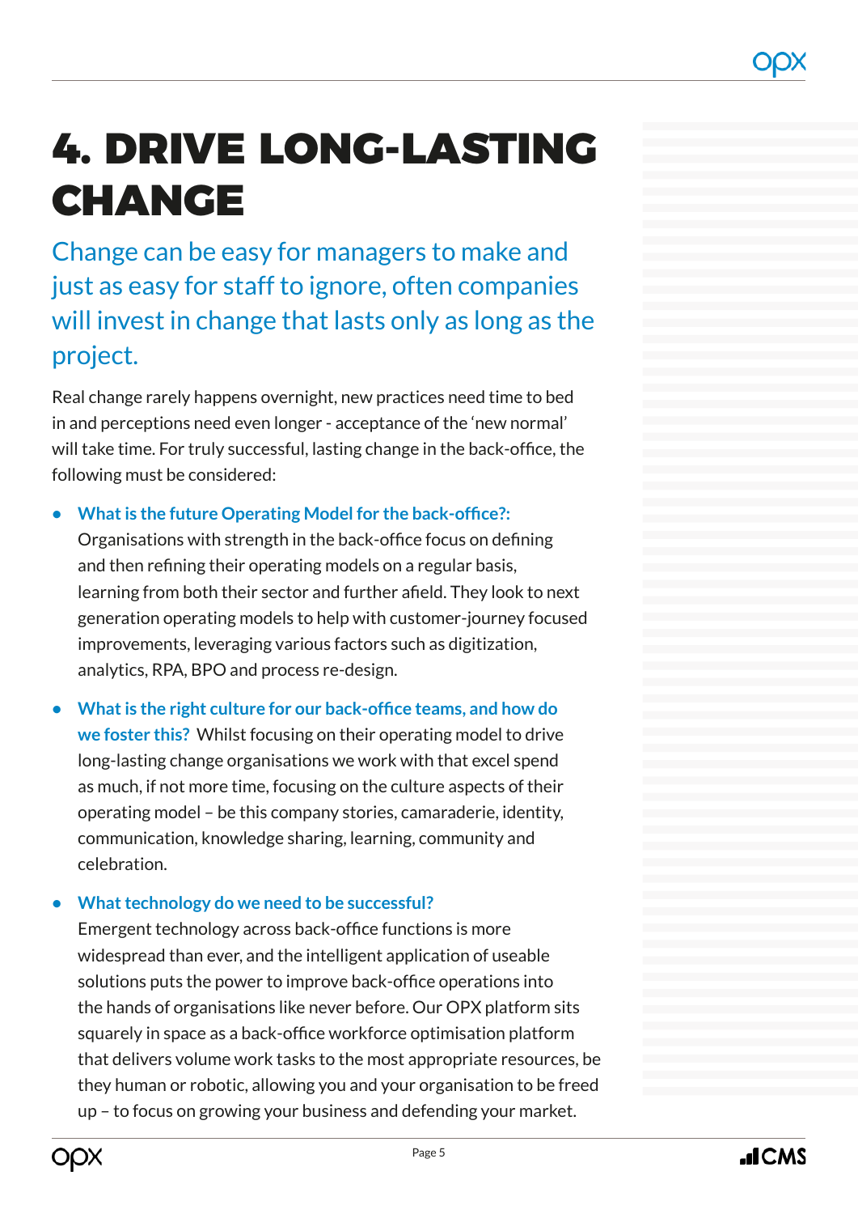# 4. DRIVE LONG-LASTING CHANGE

Change can be easy for managers to make and just as easy for staff to ignore, often companies will invest in change that lasts only as long as the project.

Real change rarely happens overnight, new practices need time to bed in and perceptions need even longer - acceptance of the 'new normal' will take time. For truly successful, lasting change in the back-office, the following must be considered:

- **What is the future Operating Model for the back-office?:** Organisations with strength in the back-office focus on defining and then refining their operating models on a regular basis, learning from both their sector and further afield. They look to next generation operating models to help with customer-journey focused improvements, leveraging various factors such as digitization, analytics, RPA, BPO and process re-design.
- **What is the right culture for our back-office teams, and how do we foster this?** Whilst focusing on their operating model to drive long-lasting change organisations we work with that excel spend as much, if not more time, focusing on the culture aspects of their operating model – be this company stories, camaraderie, identity, communication, knowledge sharing, learning, community and celebration.
- **What technology do we need to be successful?** Emergent technology across back-office functions is more widespread than ever, and the intelligent application of useable solutions puts the power to improve back-office operations into the hands of organisations like never before. Our OPX platform sits squarely in space as a back-office workforce optimisation platform that delivers volume work tasks to the most appropriate resources, be they human or robotic, allowing you and your organisation to be freed up – to focus on growing your business and defending your market.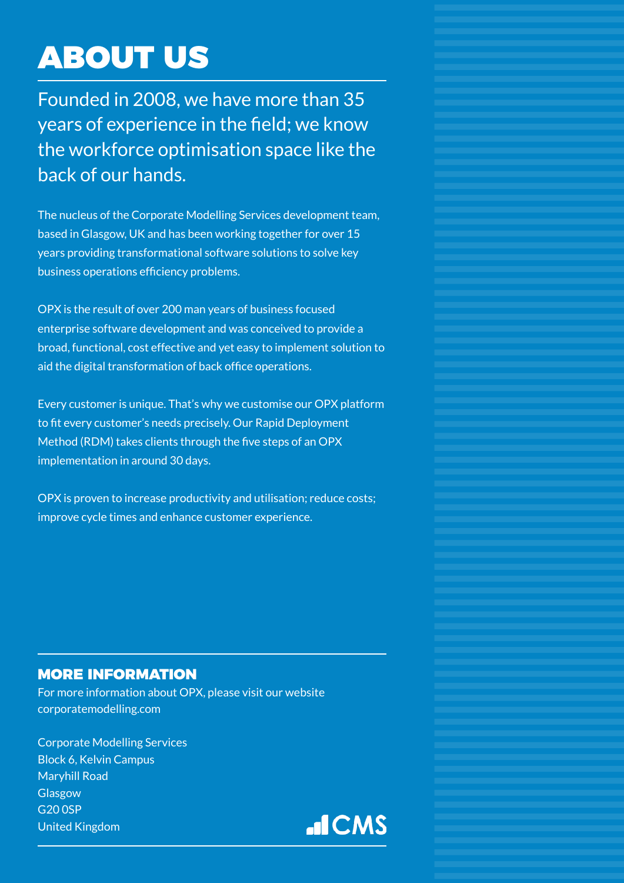# ABOUT US

Founded in 2008, we have more than 35 years of experience in the field; we know the workforce optimisation space like the back of our hands.

The nucleus of the Corporate Modelling Services development team, based in Glasgow, UK and has been working together for over 15 years providing transformational software solutions to solve key business operations efficiency problems.

OPX is the result of over 200 man years of business focused enterprise software development and was conceived to provide a broad, functional, cost effective and yet easy to implement solution to aid the digital transformation of back office operations.

Every customer is unique. That's why we customise our OPX platform to fit every customer's needs precisely. Our Rapid Deployment Method (RDM) takes clients through the five steps of an OPX implementation in around 30 days.

OPX is proven to increase productivity and utilisation; reduce costs; improve cycle times and enhance customer experience.

## MORE INFORMATION

For more information about OPX, please visit our website corporatemodelling.com

Corporate Modelling Services
Block 6, Kelvin Campus
Maryhill Road
Glasgow
G20 0SP
United Kingdom

CMS